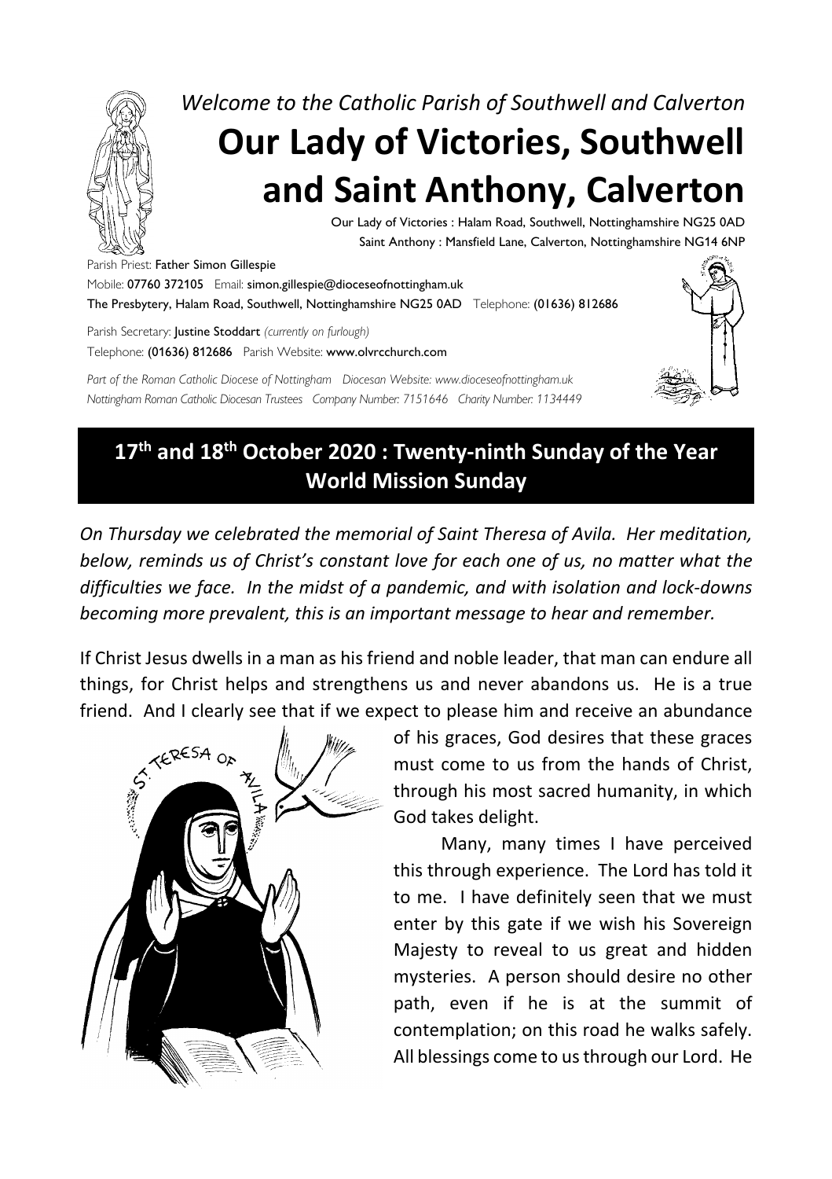*Welcome to the Catholic Parish of Southwell and Calverton*

# Our Lady of Victories, Southwell and Saint Anthony, Calverton

Our Lady of Victories : Halam Road, Southwell, Nottinghamshire NG25 0AD
Saint Anthony : Mansfield Lane, Calverton, Nottinghamshire NG14 6NP

Parish Priest: **Father Simon Gillespie**
Mobile: **07760 372105** Email: **simon.gillespie@dioceseofnottingham.uk**
**The Presbytery, Halam Road, Southwell, Nottinghamshire NG25 0AD** Telephone: **(01636) 812686**

Parish Secretary: **Justine Stoddart** *(currently on furlough)*
Telephone: **(01636) 812686** Parish Website: **www.olvrcchurch.com**

*Part of the Roman Catholic Diocese of Nottingham Diocesan Website: www.dioceseofnottingham.uk*
*Nottingham Roman Catholic Diocesan Trustees Company Number: 7151646 Charity Number: 1134449*

## 17th and 18th October 2020 : Twenty-ninth Sunday of the Year
## World Mission Sunday

*On Thursday we celebrated the memorial of Saint Theresa of Avila. Her meditation, below, reminds us of Christ's constant love for each one of us, no matter what the difficulties we face. In the midst of a pandemic, and with isolation and lock-downs becoming more prevalent, this is an important message to hear and remember.*

If Christ Jesus dwells in a man as his friend and noble leader, that man can endure all things, for Christ helps and strengthens us and never abandons us. He is a true friend. And I clearly see that if we expect to please him and receive an abundance of his graces, God desires that these graces must come to us from the hands of Christ, through his most sacred humanity, in which God takes delight.

Many, many times I have perceived this through experience. The Lord has told it to me. I have definitely seen that we must enter by this gate if we wish his Sovereign Majesty to reveal to us great and hidden mysteries. A person should desire no other path, even if he is at the summit of contemplation; on this road he walks safely. All blessings come to us through our Lord. He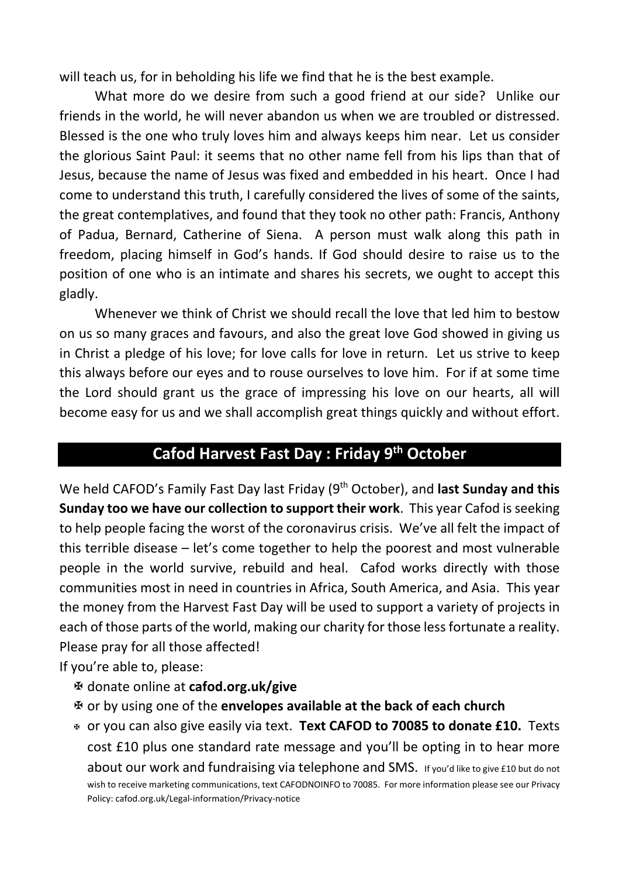will teach us, for in beholding his life we find that he is the best example.

What more do we desire from such a good friend at our side? Unlike our friends in the world, he will never abandon us when we are troubled or distressed. Blessed is the one who truly loves him and always keeps him near. Let us consider the glorious Saint Paul: it seems that no other name fell from his lips than that of Jesus, because the name of Jesus was fixed and embedded in his heart. Once I had come to understand this truth, I carefully considered the lives of some of the saints, the great contemplatives, and found that they took no other path: Francis, Anthony of Padua, Bernard, Catherine of Siena. A person must walk along this path in freedom, placing himself in God's hands. If God should desire to raise us to the position of one who is an intimate and shares his secrets, we ought to accept this gladly.

Whenever we think of Christ we should recall the love that led him to bestow on us so many graces and favours, and also the great love God showed in giving us in Christ a pledge of his love; for love calls for love in return. Let us strive to keep this always before our eyes and to rouse ourselves to love him. For if at some time the Lord should grant us the grace of impressing his love on our hearts, all will become easy for us and we shall accomplish great things quickly and without effort.

## Cafod Harvest Fast Day : Friday 9th October

We held CAFOD's Family Fast Day last Friday (9th October), and **last Sunday and this Sunday too we have our collection to support their work**. This year Cafod is seeking to help people facing the worst of the coronavirus crisis. We've all felt the impact of this terrible disease – let's come together to help the poorest and most vulnerable people in the world survive, rebuild and heal. Cafod works directly with those communities most in need in countries in Africa, South America, and Asia. This year the money from the Harvest Fast Day will be used to support a variety of projects in each of those parts of the world, making our charity for those less fortunate a reality. Please pray for all those affected!

If you're able to, please:

- ✠ donate online at **cafod.org.uk/give**
- ✠ or by using one of the **envelopes available at the back of each church**
- ✠ or you can also give easily via text. **Text CAFOD to 70085 to donate £10.** Texts cost £10 plus one standard rate message and you'll be opting in to hear more about our work and fundraising via telephone and SMS. If you'd like to give £10 but do not wish to receive marketing communications, text CAFODNOINFO to 70085. For more information please see our Privacy Policy: cafod.org.uk/Legal-information/Privacy-notice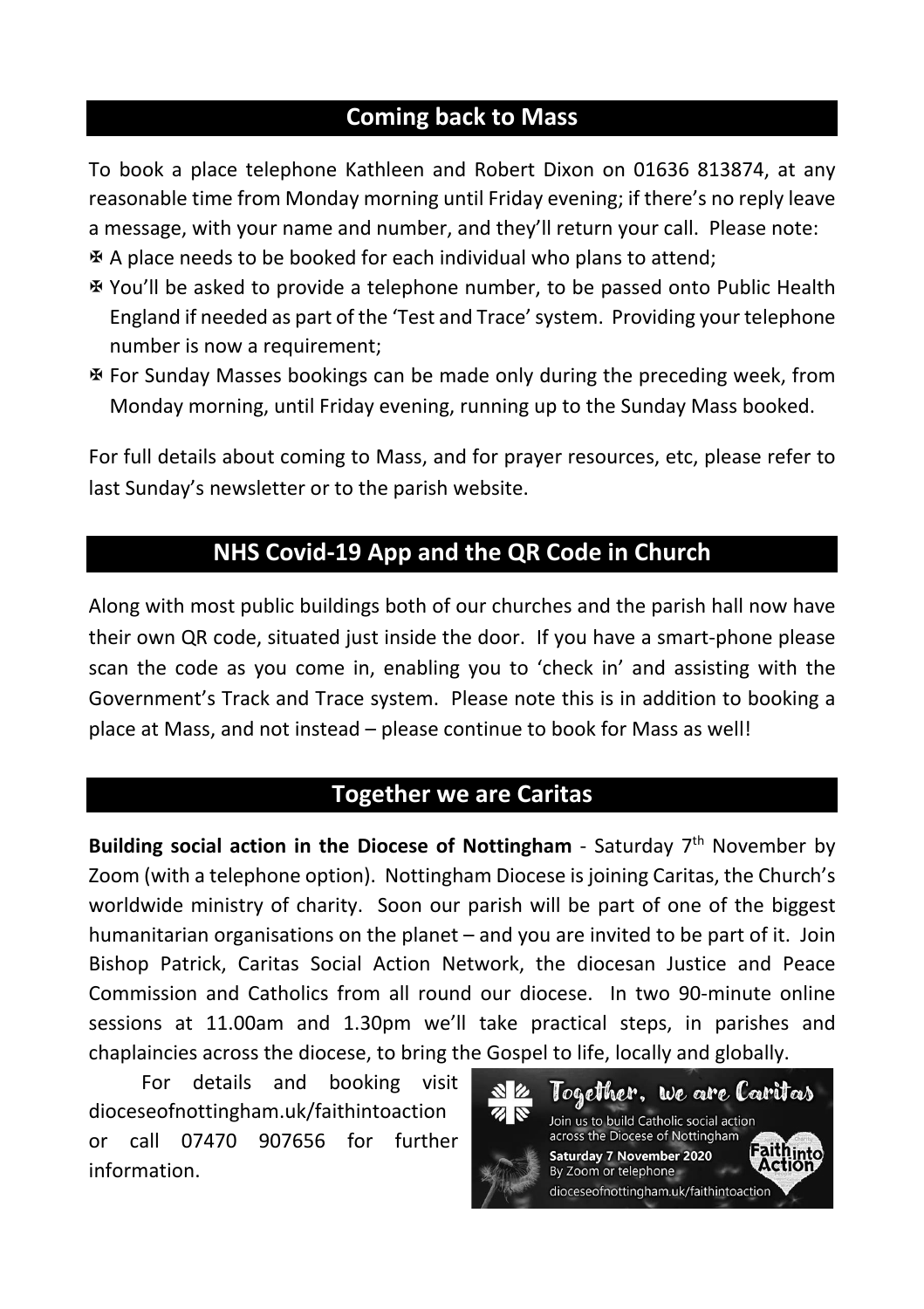## Coming back to Mass

To book a place telephone Kathleen and Robert Dixon on 01636 813874, at any reasonable time from Monday morning until Friday evening; if there's no reply leave a message, with your name and number, and they'll return your call. Please note:

- ✠ A place needs to be booked for each individual who plans to attend;
- ✠ You'll be asked to provide a telephone number, to be passed onto Public Health England if needed as part of the 'Test and Trace' system. Providing your telephone number is now a requirement;
- ✠ For Sunday Masses bookings can be made only during the preceding week, from Monday morning, until Friday evening, running up to the Sunday Mass booked.

For full details about coming to Mass, and for prayer resources, etc, please refer to last Sunday's newsletter or to the parish website.

## NHS Covid-19 App and the QR Code in Church

Along with most public buildings both of our churches and the parish hall now have their own QR code, situated just inside the door. If you have a smart-phone please scan the code as you come in, enabling you to 'check in' and assisting with the Government's Track and Trace system. Please note this is in addition to booking a place at Mass, and not instead – please continue to book for Mass as well!

## Together we are Caritas

**Building social action in the Diocese of Nottingham** - Saturday 7th November by Zoom (with a telephone option). Nottingham Diocese is joining Caritas, the Church's worldwide ministry of charity. Soon our parish will be part of one of the biggest humanitarian organisations on the planet – and you are invited to be part of it. Join Bishop Patrick, Caritas Social Action Network, the diocesan Justice and Peace Commission and Catholics from all round our diocese. In two 90-minute online sessions at 11.00am and 1.30pm we'll take practical steps, in parishes and chaplaincies across the diocese, to bring the Gospel to life, locally and globally.

For details and booking visit dioceseofnottingham.uk/faithintoaction or call 07470 907656 for further information.

Together, we are Caritas
Join us to build Catholic social action across the Diocese of Nottingham
Saturday 7 November 2020
By Zoom or telephone
dioceseofnottingham.uk/faithintoaction
Faith into Action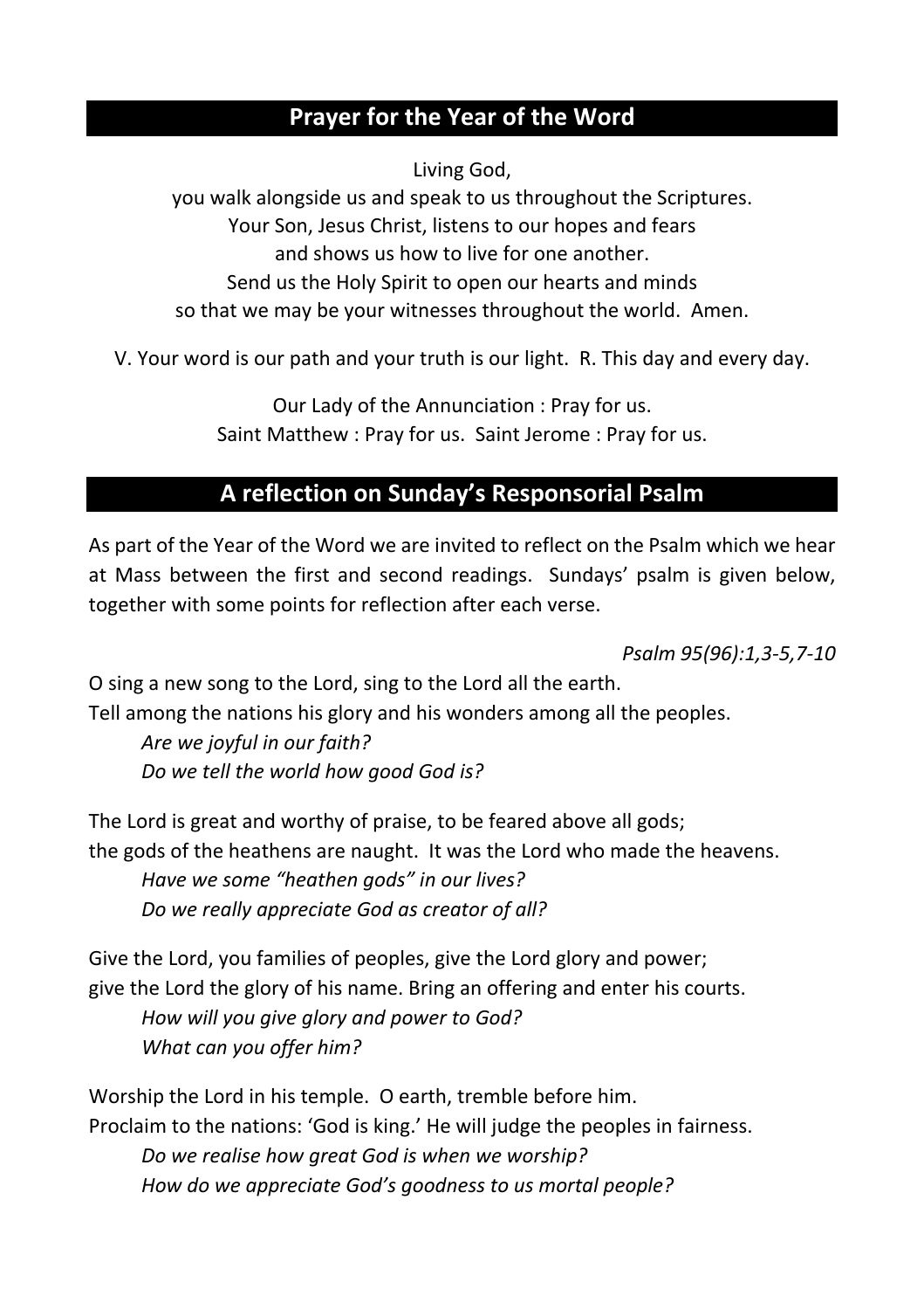## Prayer for the Year of the Word

Living God,
you walk alongside us and speak to us throughout the Scriptures.
Your Son, Jesus Christ, listens to our hopes and fears
and shows us how to live for one another.
Send us the Holy Spirit to open our hearts and minds
so that we may be your witnesses throughout the world. Amen.

V. Your word is our path and your truth is our light. R. This day and every day.

Our Lady of the Annunciation : Pray for us.
Saint Matthew : Pray for us. Saint Jerome : Pray for us.

## A reflection on Sunday's Responsorial Psalm

As part of the Year of the Word we are invited to reflect on the Psalm which we hear at Mass between the first and second readings. Sundays' psalm is given below, together with some points for reflection after each verse.

*Psalm 95(96):1,3-5,7-10*

O sing a new song to the Lord, sing to the Lord all the earth.
Tell among the nations his glory and his wonders among all the peoples.

*Are we joyful in our faith?*
*Do we tell the world how good God is?*

The Lord is great and worthy of praise, to be feared above all gods;
the gods of the heathens are naught. It was the Lord who made the heavens.

*Have we some "heathen gods" in our lives?*
*Do we really appreciate God as creator of all?*

Give the Lord, you families of peoples, give the Lord glory and power;
give the Lord the glory of his name. Bring an offering and enter his courts.

*How will you give glory and power to God?*
*What can you offer him?*

Worship the Lord in his temple. O earth, tremble before him.
Proclaim to the nations: 'God is king.' He will judge the peoples in fairness.

*Do we realise how great God is when we worship?*
*How do we appreciate God's goodness to us mortal people?*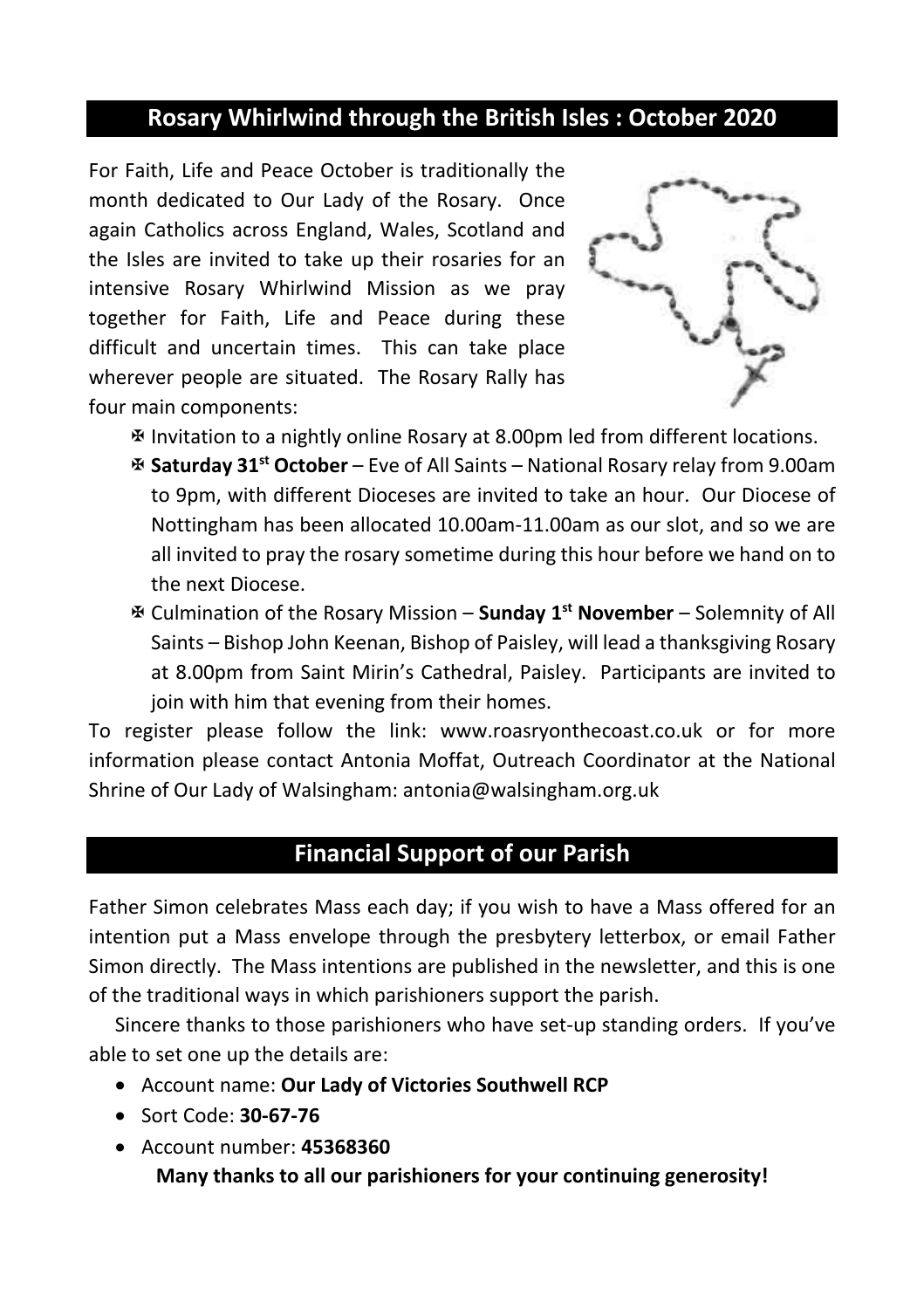## Rosary Whirlwind through the British Isles : October 2020

For Faith, Life and Peace October is traditionally the month dedicated to Our Lady of the Rosary. Once again Catholics across England, Wales, Scotland and the Isles are invited to take up their rosaries for an intensive Rosary Whirlwind Mission as we pray together for Faith, Life and Peace during these difficult and uncertain times. This can take place wherever people are situated. The Rosary Rally has four main components:

- ✠ Invitation to a nightly online Rosary at 8.00pm led from different locations.
- ✠ **Saturday 31st October** – Eve of All Saints – National Rosary relay from 9.00am to 9pm, with different Dioceses are invited to take an hour. Our Diocese of Nottingham has been allocated 10.00am-11.00am as our slot, and so we are all invited to pray the rosary sometime during this hour before we hand on to the next Diocese.
- ✠ Culmination of the Rosary Mission – **Sunday 1st November** – Solemnity of All Saints – Bishop John Keenan, Bishop of Paisley, will lead a thanksgiving Rosary at 8.00pm from Saint Mirin's Cathedral, Paisley. Participants are invited to join with him that evening from their homes.

To register please follow the link: www.roasryonthecoast.co.uk or for more information please contact Antonia Moffat, Outreach Coordinator at the National Shrine of Our Lady of Walsingham: antonia@walsingham.org.uk

## Financial Support of our Parish

Father Simon celebrates Mass each day; if you wish to have a Mass offered for an intention put a Mass envelope through the presbytery letterbox, or email Father Simon directly. The Mass intentions are published in the newsletter, and this is one of the traditional ways in which parishioners support the parish.

Sincere thanks to those parishioners who have set-up standing orders. If you've able to set one up the details are:

- Account name: **Our Lady of Victories Southwell RCP**
- Sort Code: **30-67-76**
- Account number: **45368360**

**Many thanks to all our parishioners for your continuing generosity!**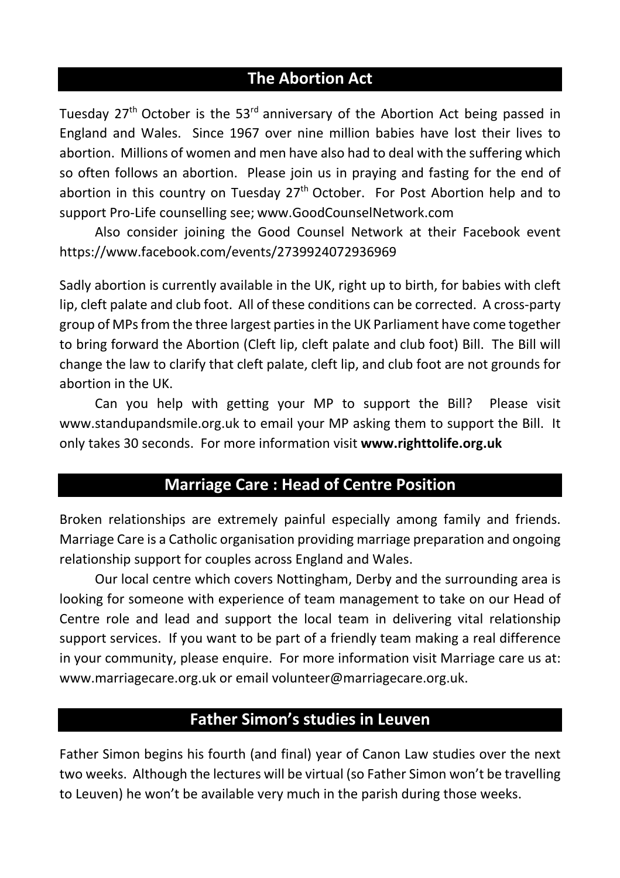## The Abortion Act

Tuesday 27th October is the 53rd anniversary of the Abortion Act being passed in England and Wales. Since 1967 over nine million babies have lost their lives to abortion. Millions of women and men have also had to deal with the suffering which so often follows an abortion. Please join us in praying and fasting for the end of abortion in this country on Tuesday 27th October. For Post Abortion help and to support Pro-Life counselling see; www.GoodCounselNetwork.com

Also consider joining the Good Counsel Network at their Facebook event https://www.facebook.com/events/2739924072936969

Sadly abortion is currently available in the UK, right up to birth, for babies with cleft lip, cleft palate and club foot. All of these conditions can be corrected. A cross-party group of MPs from the three largest parties in the UK Parliament have come together to bring forward the Abortion (Cleft lip, cleft palate and club foot) Bill. The Bill will change the law to clarify that cleft palate, cleft lip, and club foot are not grounds for abortion in the UK.

Can you help with getting your MP to support the Bill? Please visit www.standupandsmile.org.uk to email your MP asking them to support the Bill. It only takes 30 seconds. For more information visit **www.righttolife.org.uk**

## Marriage Care : Head of Centre Position

Broken relationships are extremely painful especially among family and friends. Marriage Care is a Catholic organisation providing marriage preparation and ongoing relationship support for couples across England and Wales.

Our local centre which covers Nottingham, Derby and the surrounding area is looking for someone with experience of team management to take on our Head of Centre role and lead and support the local team in delivering vital relationship support services. If you want to be part of a friendly team making a real difference in your community, please enquire. For more information visit Marriage care us at: www.marriagecare.org.uk or email volunteer@marriagecare.org.uk.

## Father Simon's studies in Leuven

Father Simon begins his fourth (and final) year of Canon Law studies over the next two weeks. Although the lectures will be virtual (so Father Simon won't be travelling to Leuven) he won't be available very much in the parish during those weeks.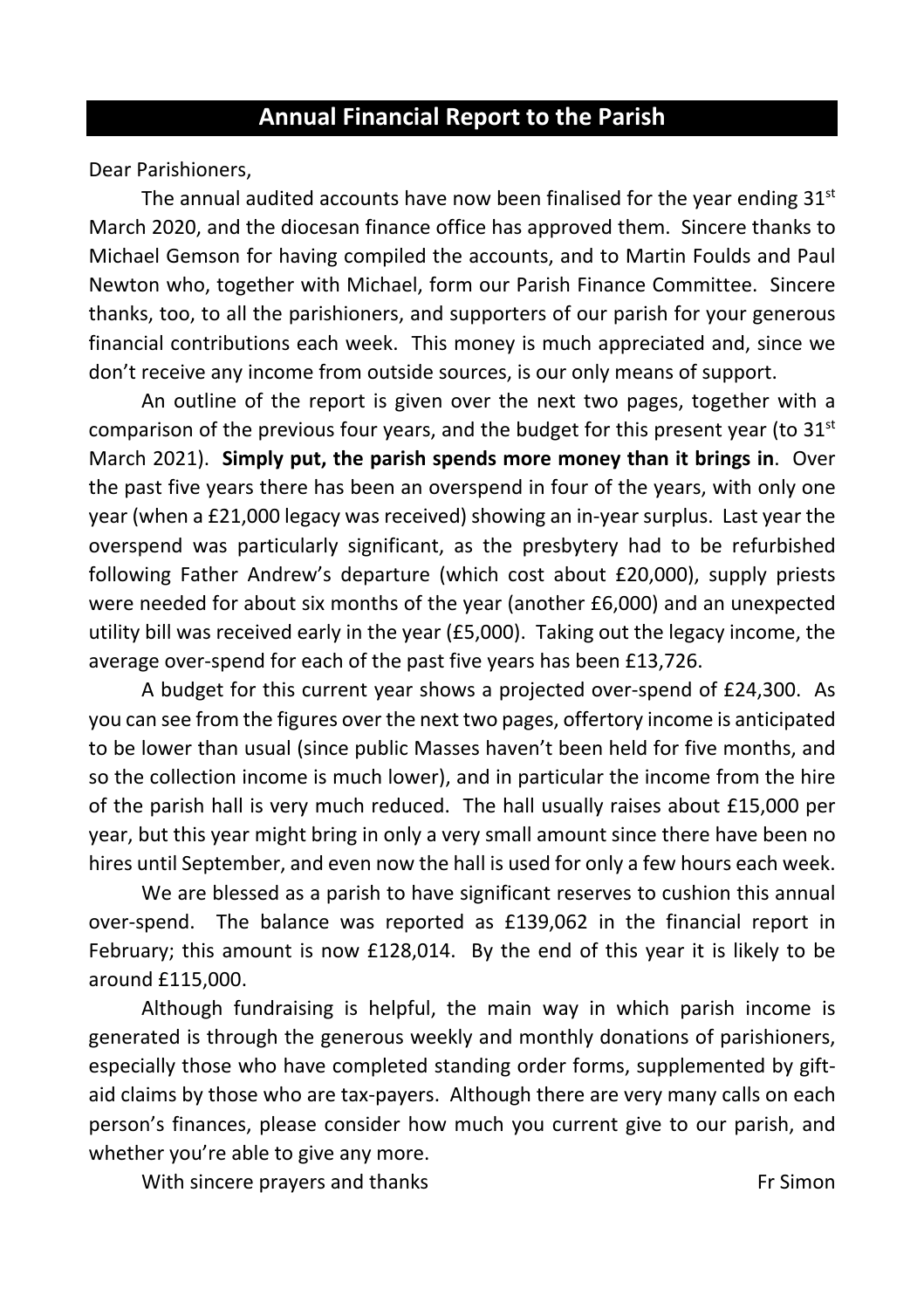## Annual Financial Report to the Parish

Dear Parishioners,

The annual audited accounts have now been finalised for the year ending 31st March 2020, and the diocesan finance office has approved them. Sincere thanks to Michael Gemson for having compiled the accounts, and to Martin Foulds and Paul Newton who, together with Michael, form our Parish Finance Committee. Sincere thanks, too, to all the parishioners, and supporters of our parish for your generous financial contributions each week. This money is much appreciated and, since we don't receive any income from outside sources, is our only means of support.

An outline of the report is given over the next two pages, together with a comparison of the previous four years, and the budget for this present year (to 31st March 2021). **Simply put, the parish spends more money than it brings in**. Over the past five years there has been an overspend in four of the years, with only one year (when a £21,000 legacy was received) showing an in-year surplus. Last year the overspend was particularly significant, as the presbytery had to be refurbished following Father Andrew's departure (which cost about £20,000), supply priests were needed for about six months of the year (another £6,000) and an unexpected utility bill was received early in the year (£5,000). Taking out the legacy income, the average over-spend for each of the past five years has been £13,726.

A budget for this current year shows a projected over-spend of £24,300. As you can see from the figures over the next two pages, offertory income is anticipated to be lower than usual (since public Masses haven't been held for five months, and so the collection income is much lower), and in particular the income from the hire of the parish hall is very much reduced. The hall usually raises about £15,000 per year, but this year might bring in only a very small amount since there have been no hires until September, and even now the hall is used for only a few hours each week.

We are blessed as a parish to have significant reserves to cushion this annual over-spend. The balance was reported as £139,062 in the financial report in February; this amount is now £128,014. By the end of this year it is likely to be around £115,000.

Although fundraising is helpful, the main way in which parish income is generated is through the generous weekly and monthly donations of parishioners, especially those who have completed standing order forms, supplemented by gift-aid claims by those who are tax-payers. Although there are very many calls on each person's finances, please consider how much you current give to our parish, and whether you're able to give any more.

With sincere prayers and thanks

Fr Simon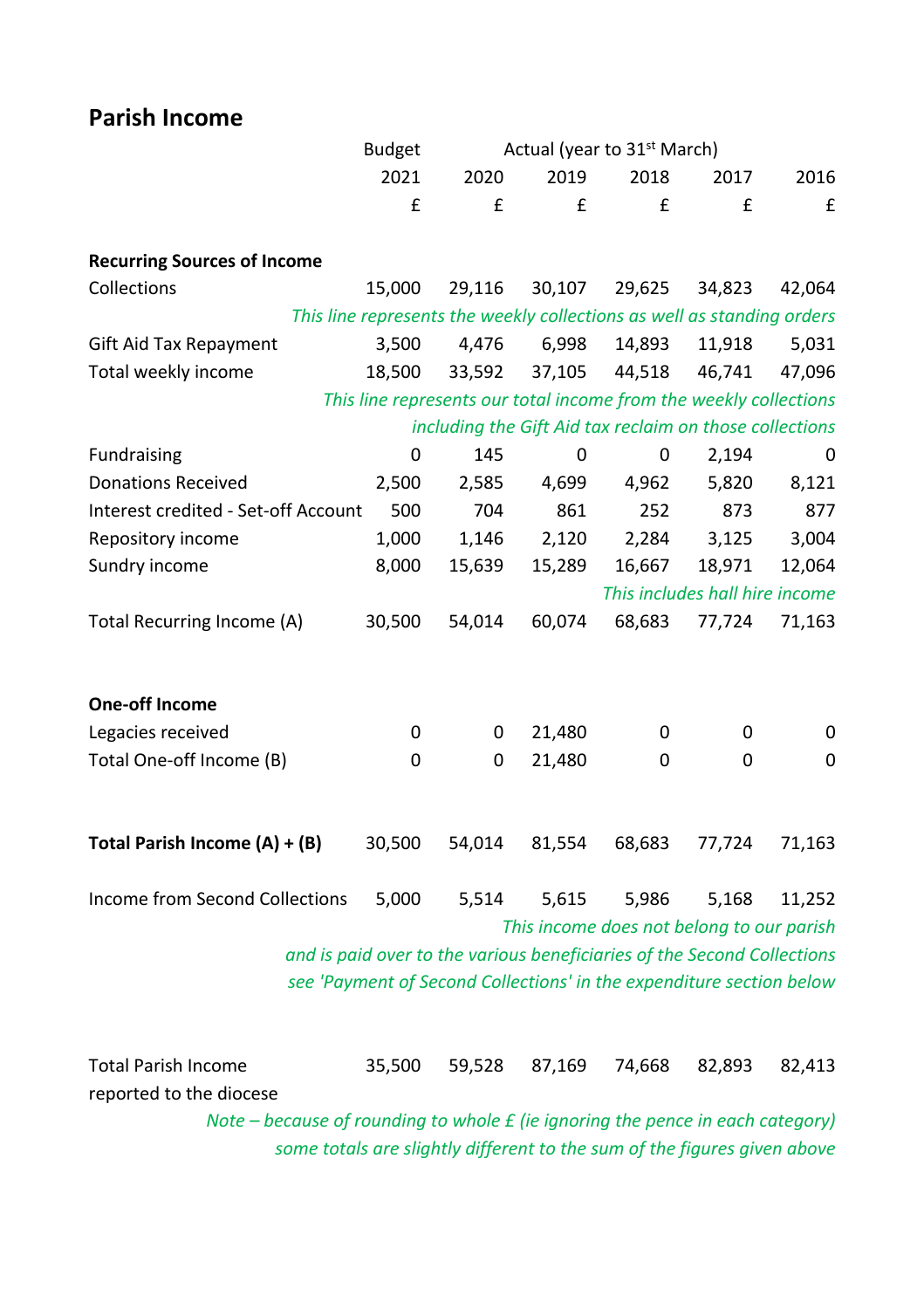## Parish Income

| | Budget | Actual (year to 31st March) | | | | |
|---|---|---|---|---|---|---|
| | 2021 | 2020 | 2019 | 2018 | 2017 | 2016 |
| | £ | £ | £ | £ | £ | £ |
| **Recurring Sources of Income** | | | | | | |
| Collections | 15,000 | 29,116 | 30,107 | 29,625 | 34,823 | 42,064 |
| *This line represents the weekly collections as well as standing orders* | | | | | | |
| Gift Aid Tax Repayment | 3,500 | 4,476 | 6,998 | 14,893 | 11,918 | 5,031 |
| Total weekly income | 18,500 | 33,592 | 37,105 | 44,518 | 46,741 | 47,096 |
| *This line represents our total income from the weekly collections including the Gift Aid tax reclaim on those collections* | | | | | | |
| Fundraising | 0 | 145 | 0 | 0 | 2,194 | 0 |
| Donations Received | 2,500 | 2,585 | 4,699 | 4,962 | 5,820 | 8,121 |
| Interest credited - Set-off Account | 500 | 704 | 861 | 252 | 873 | 877 |
| Repository income | 1,000 | 1,146 | 2,120 | 2,284 | 3,125 | 3,004 |
| Sundry income | 8,000 | 15,639 | 15,289 | 16,667 | 18,971 | 12,064 |
| *This includes hall hire income* | | | | | | |
| Total Recurring Income (A) | 30,500 | 54,014 | 60,074 | 68,683 | 77,724 | 71,163 |
| **One-off Income** | | | | | | |
| Legacies received | 0 | 0 | 21,480 | 0 | 0 | 0 |
| Total One-off Income (B) | 0 | 0 | 21,480 | 0 | 0 | 0 |
| **Total Parish Income (A) + (B)** | 30,500 | 54,014 | 81,554 | 68,683 | 77,724 | 71,163 |
| Income from Second Collections | 5,000 | 5,514 | 5,615 | 5,986 | 5,168 | 11,252 |
| *This income does not belong to our parish and is paid over to the various beneficiaries of the Second Collections see 'Payment of Second Collections' in the expenditure section below* | | | | | | |
| Total Parish Income reported to the diocese | 35,500 | 59,528 | 87,169 | 74,668 | 82,893 | 82,413 |

*Note – because of rounding to whole £ (ie ignoring the pence in each category) some totals are slightly different to the sum of the figures given above*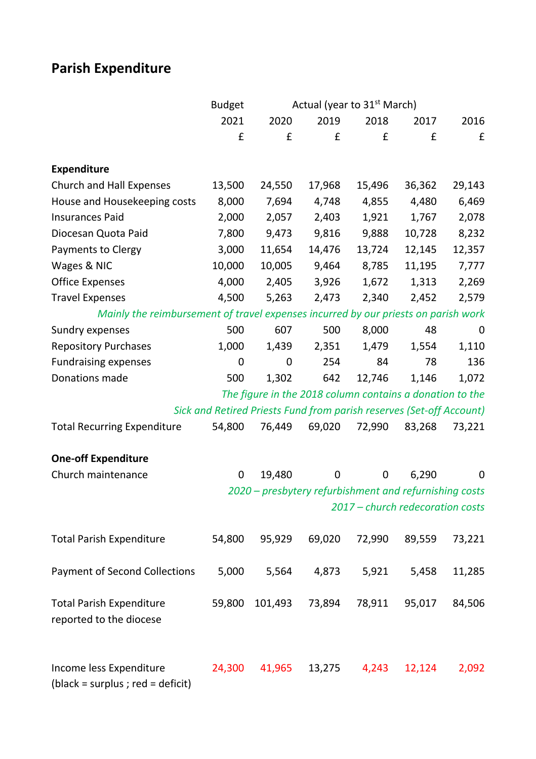## Parish Expenditure

| | Budget | Actual (year to 31st March) | | | | |
|---|---|---|---|---|---|---|
| | 2021 | 2020 | 2019 | 2018 | 2017 | 2016 |
| | £ | £ | £ | £ | £ | £ |
| **Expenditure** | | | | | | |
| Church and Hall Expenses | 13,500 | 24,550 | 17,968 | 15,496 | 36,362 | 29,143 |
| House and Housekeeping costs | 8,000 | 7,694 | 4,748 | 4,855 | 4,480 | 6,469 |
| Insurances Paid | 2,000 | 2,057 | 2,403 | 1,921 | 1,767 | 2,078 |
| Diocesan Quota Paid | 7,800 | 9,473 | 9,816 | 9,888 | 10,728 | 8,232 |
| Payments to Clergy | 3,000 | 11,654 | 14,476 | 13,724 | 12,145 | 12,357 |
| Wages & NIC | 10,000 | 10,005 | 9,464 | 8,785 | 11,195 | 7,777 |
| Office Expenses | 4,000 | 2,405 | 3,926 | 1,672 | 1,313 | 2,269 |
| Travel Expenses | 4,500 | 5,263 | 2,473 | 2,340 | 2,452 | 2,579 |
| *Mainly the reimbursement of travel expenses incurred by our priests on parish work* | | | | | | |
| Sundry expenses | 500 | 607 | 500 | 8,000 | 48 | 0 |
| Repository Purchases | 1,000 | 1,439 | 2,351 | 1,479 | 1,554 | 1,110 |
| Fundraising expenses | 0 | 0 | 254 | 84 | 78 | 136 |
| Donations made | 500 | 1,302 | 642 | 12,746 | 1,146 | 1,072 |
| *The figure in the 2018 column contains a donation to the Sick and Retired Priests Fund from parish reserves (Set-off Account)* | | | | | | |
| Total Recurring Expenditure | 54,800 | 76,449 | 69,020 | 72,990 | 83,268 | 73,221 |
| **One-off Expenditure** | | | | | | |
| Church maintenance | 0 | 19,480 | 0 | 0 | 6,290 | 0 |
| *2020 – presbytery refurbishment and refurnishing costs* | | | | | | |
| *2017 – church redecoration costs* | | | | | | |
| Total Parish Expenditure | 54,800 | 95,929 | 69,020 | 72,990 | 89,559 | 73,221 |
| Payment of Second Collections | 5,000 | 5,564 | 4,873 | 5,921 | 5,458 | 11,285 |
| Total Parish Expenditure reported to the diocese | 59,800 | 101,493 | 73,894 | 78,911 | 95,017 | 84,506 |
| Income less Expenditure (black = surplus ; red = deficit) | 24,300 (deficit) | 41,965 (deficit) | 13,275 (surplus) | 4,243 (deficit) | 12,124 (deficit) | 2,092 (deficit) |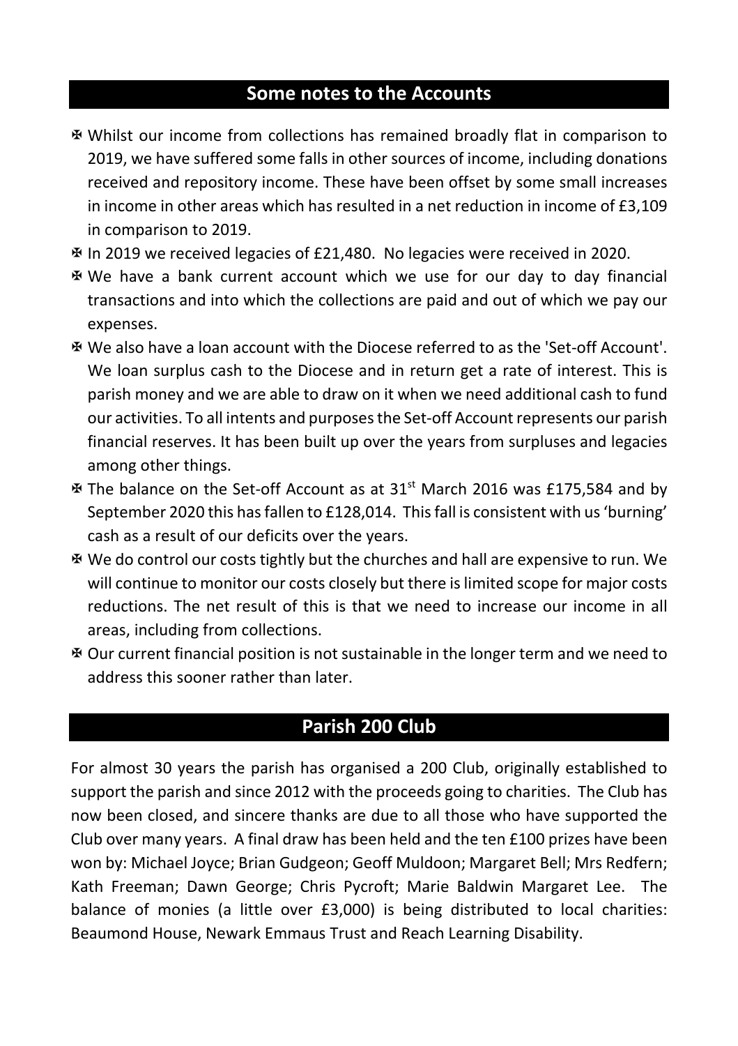## Some notes to the Accounts

- ✠ Whilst our income from collections has remained broadly flat in comparison to 2019, we have suffered some falls in other sources of income, including donations received and repository income. These have been offset by some small increases in income in other areas which has resulted in a net reduction in income of £3,109 in comparison to 2019.
- ✠ In 2019 we received legacies of £21,480. No legacies were received in 2020.
- ✠ We have a bank current account which we use for our day to day financial transactions and into which the collections are paid and out of which we pay our expenses.
- ✠ We also have a loan account with the Diocese referred to as the 'Set-off Account'. We loan surplus cash to the Diocese and in return get a rate of interest. This is parish money and we are able to draw on it when we need additional cash to fund our activities. To all intents and purposes the Set-off Account represents our parish financial reserves. It has been built up over the years from surpluses and legacies among other things.
- ✠ The balance on the Set-off Account as at 31st March 2016 was £175,584 and by September 2020 this has fallen to £128,014. This fall is consistent with us 'burning' cash as a result of our deficits over the years.
- ✠ We do control our costs tightly but the churches and hall are expensive to run. We will continue to monitor our costs closely but there is limited scope for major costs reductions. The net result of this is that we need to increase our income in all areas, including from collections.
- ✠ Our current financial position is not sustainable in the longer term and we need to address this sooner rather than later.

## Parish 200 Club

For almost 30 years the parish has organised a 200 Club, originally established to support the parish and since 2012 with the proceeds going to charities. The Club has now been closed, and sincere thanks are due to all those who have supported the Club over many years. A final draw has been held and the ten £100 prizes have been won by: Michael Joyce; Brian Gudgeon; Geoff Muldoon; Margaret Bell; Mrs Redfern; Kath Freeman; Dawn George; Chris Pycroft; Marie Baldwin Margaret Lee. The balance of monies (a little over £3,000) is being distributed to local charities: Beaumond House, Newark Emmaus Trust and Reach Learning Disability.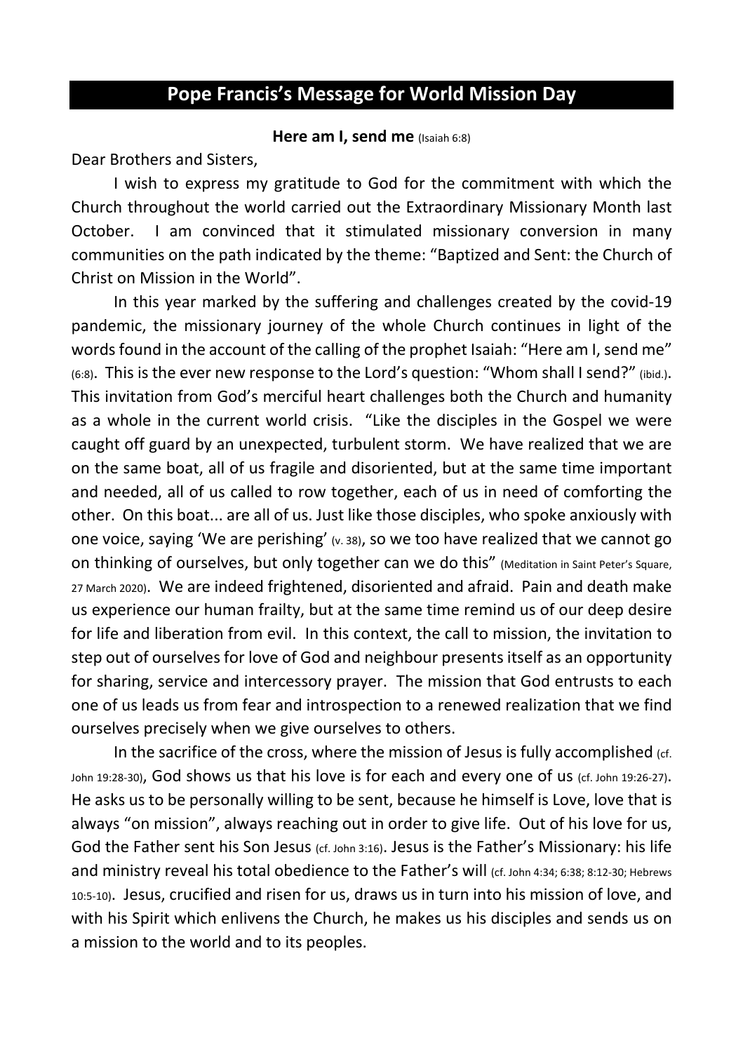## Pope Francis's Message for World Mission Day

**Here am I, send me** (Isaiah 6:8)

Dear Brothers and Sisters,

I wish to express my gratitude to God for the commitment with which the Church throughout the world carried out the Extraordinary Missionary Month last October. I am convinced that it stimulated missionary conversion in many communities on the path indicated by the theme: "Baptized and Sent: the Church of Christ on Mission in the World".

In this year marked by the suffering and challenges created by the covid-19 pandemic, the missionary journey of the whole Church continues in light of the words found in the account of the calling of the prophet Isaiah: "Here am I, send me" (6:8). This is the ever new response to the Lord's question: "Whom shall I send?" (ibid.). This invitation from God's merciful heart challenges both the Church and humanity as a whole in the current world crisis. "Like the disciples in the Gospel we were caught off guard by an unexpected, turbulent storm. We have realized that we are on the same boat, all of us fragile and disoriented, but at the same time important and needed, all of us called to row together, each of us in need of comforting the other. On this boat... are all of us. Just like those disciples, who spoke anxiously with one voice, saying 'We are perishing' (v. 38), so we too have realized that we cannot go on thinking of ourselves, but only together can we do this" (Meditation in Saint Peter's Square, 27 March 2020). We are indeed frightened, disoriented and afraid. Pain and death make us experience our human frailty, but at the same time remind us of our deep desire for life and liberation from evil. In this context, the call to mission, the invitation to step out of ourselves for love of God and neighbour presents itself as an opportunity for sharing, service and intercessory prayer. The mission that God entrusts to each one of us leads us from fear and introspection to a renewed realization that we find ourselves precisely when we give ourselves to others.

In the sacrifice of the cross, where the mission of Jesus is fully accomplished (cf. John 19:28-30), God shows us that his love is for each and every one of us (cf. John 19:26-27). He asks us to be personally willing to be sent, because he himself is Love, love that is always "on mission", always reaching out in order to give life. Out of his love for us, God the Father sent his Son Jesus (cf. John 3:16). Jesus is the Father's Missionary: his life and ministry reveal his total obedience to the Father's will (cf. John 4:34; 6:38; 8:12-30; Hebrews 10:5-10). Jesus, crucified and risen for us, draws us in turn into his mission of love, and with his Spirit which enlivens the Church, he makes us his disciples and sends us on a mission to the world and to its peoples.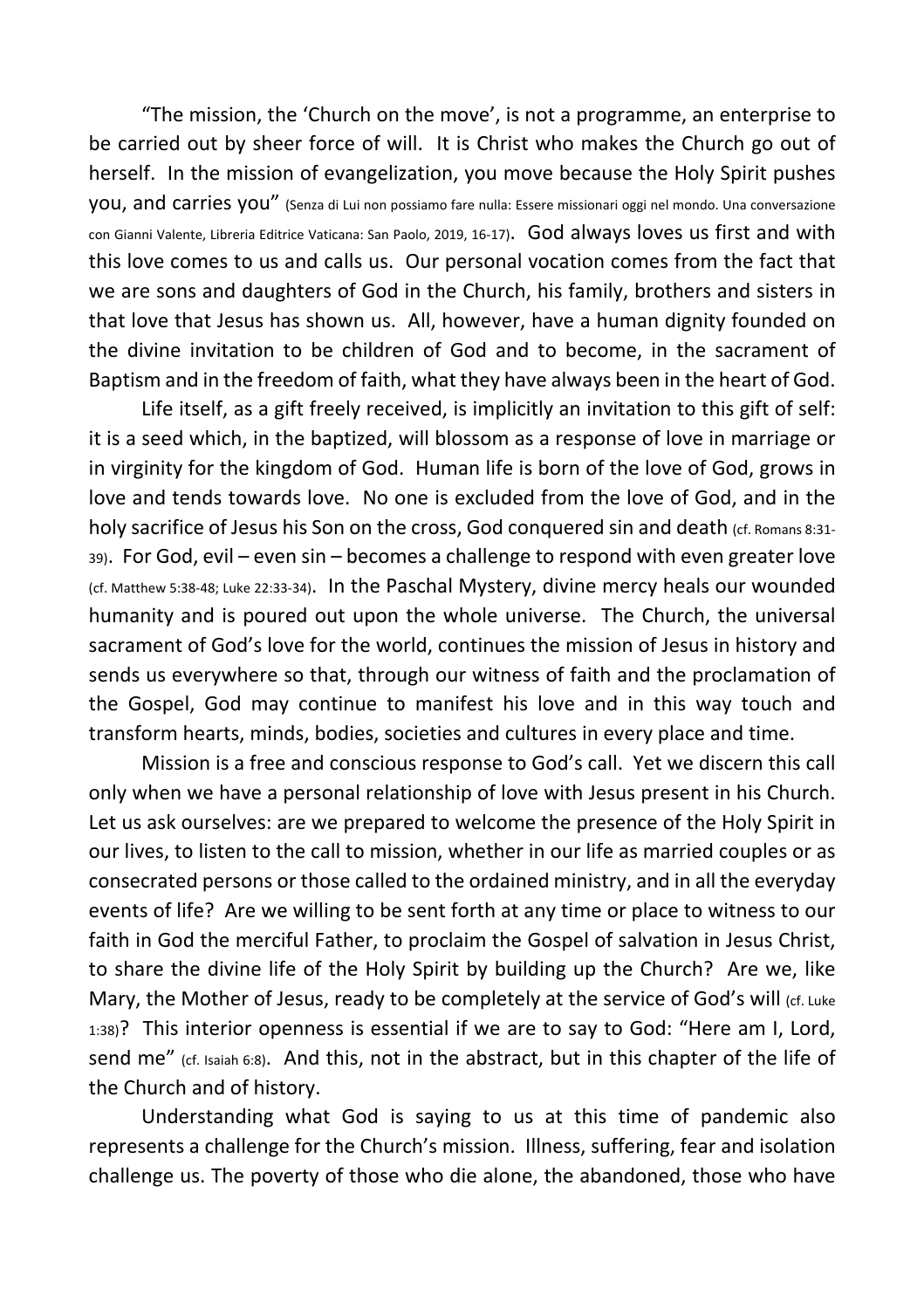"The mission, the 'Church on the move', is not a programme, an enterprise to be carried out by sheer force of will. It is Christ who makes the Church go out of herself. In the mission of evangelization, you move because the Holy Spirit pushes you, and carries you" (Senza di Lui non possiamo fare nulla: Essere missionari oggi nel mondo. Una conversazione con Gianni Valente, Libreria Editrice Vaticana: San Paolo, 2019, 16-17). God always loves us first and with this love comes to us and calls us. Our personal vocation comes from the fact that we are sons and daughters of God in the Church, his family, brothers and sisters in that love that Jesus has shown us. All, however, have a human dignity founded on the divine invitation to be children of God and to become, in the sacrament of Baptism and in the freedom of faith, what they have always been in the heart of God.

Life itself, as a gift freely received, is implicitly an invitation to this gift of self: it is a seed which, in the baptized, will blossom as a response of love in marriage or in virginity for the kingdom of God. Human life is born of the love of God, grows in love and tends towards love. No one is excluded from the love of God, and in the holy sacrifice of Jesus his Son on the cross, God conquered sin and death (cf. Romans 8:31-39). For God, evil – even sin – becomes a challenge to respond with even greater love (cf. Matthew 5:38-48; Luke 22:33-34). In the Paschal Mystery, divine mercy heals our wounded humanity and is poured out upon the whole universe. The Church, the universal sacrament of God's love for the world, continues the mission of Jesus in history and sends us everywhere so that, through our witness of faith and the proclamation of the Gospel, God may continue to manifest his love and in this way touch and transform hearts, minds, bodies, societies and cultures in every place and time.

Mission is a free and conscious response to God's call. Yet we discern this call only when we have a personal relationship of love with Jesus present in his Church. Let us ask ourselves: are we prepared to welcome the presence of the Holy Spirit in our lives, to listen to the call to mission, whether in our life as married couples or as consecrated persons or those called to the ordained ministry, and in all the everyday events of life? Are we willing to be sent forth at any time or place to witness to our faith in God the merciful Father, to proclaim the Gospel of salvation in Jesus Christ, to share the divine life of the Holy Spirit by building up the Church? Are we, like Mary, the Mother of Jesus, ready to be completely at the service of God's will (cf. Luke 1:38)? This interior openness is essential if we are to say to God: "Here am I, Lord, send me" (cf. Isaiah 6:8). And this, not in the abstract, but in this chapter of the life of the Church and of history.

Understanding what God is saying to us at this time of pandemic also represents a challenge for the Church's mission. Illness, suffering, fear and isolation challenge us. The poverty of those who die alone, the abandoned, those who have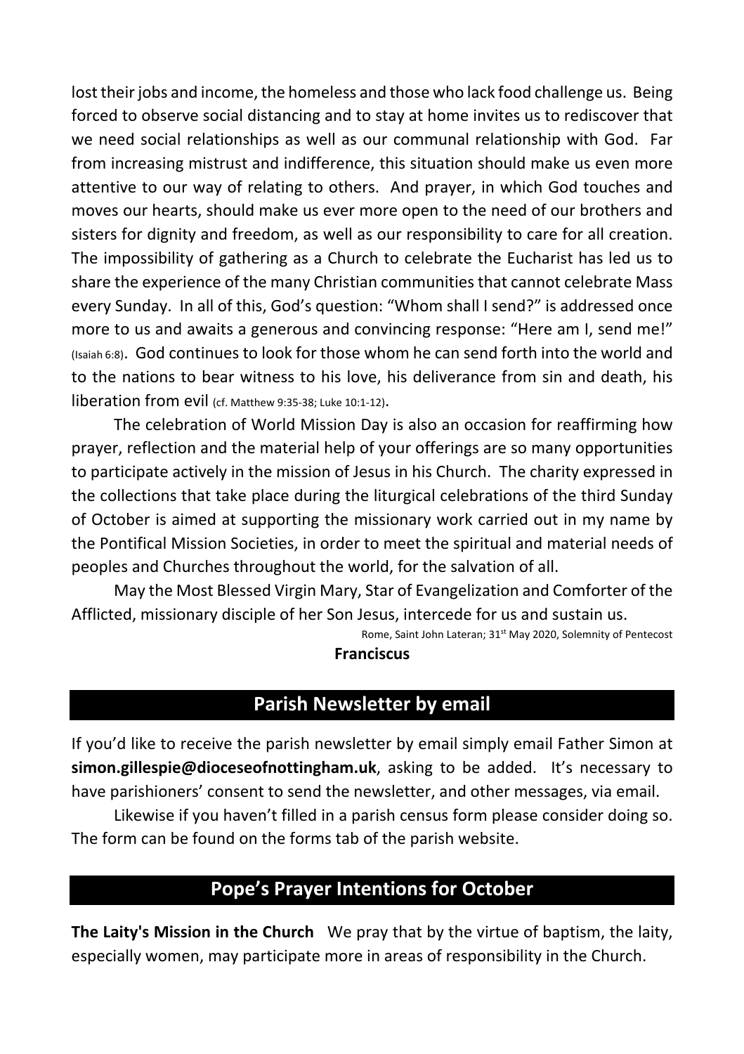lost their jobs and income, the homeless and those who lack food challenge us. Being forced to observe social distancing and to stay at home invites us to rediscover that we need social relationships as well as our communal relationship with God. Far from increasing mistrust and indifference, this situation should make us even more attentive to our way of relating to others. And prayer, in which God touches and moves our hearts, should make us ever more open to the need of our brothers and sisters for dignity and freedom, as well as our responsibility to care for all creation. The impossibility of gathering as a Church to celebrate the Eucharist has led us to share the experience of the many Christian communities that cannot celebrate Mass every Sunday. In all of this, God's question: "Whom shall I send?" is addressed once more to us and awaits a generous and convincing response: "Here am I, send me!" (Isaiah 6:8). God continues to look for those whom he can send forth into the world and to the nations to bear witness to his love, his deliverance from sin and death, his liberation from evil (cf. Matthew 9:35-38; Luke 10:1-12).

The celebration of World Mission Day is also an occasion for reaffirming how prayer, reflection and the material help of your offerings are so many opportunities to participate actively in the mission of Jesus in his Church. The charity expressed in the collections that take place during the liturgical celebrations of the third Sunday of October is aimed at supporting the missionary work carried out in my name by the Pontifical Mission Societies, in order to meet the spiritual and material needs of peoples and Churches throughout the world, for the salvation of all.

May the Most Blessed Virgin Mary, Star of Evangelization and Comforter of the Afflicted, missionary disciple of her Son Jesus, intercede for us and sustain us.

Rome, Saint John Lateran; 31st May 2020, Solemnity of Pentecost

**Franciscus**

## Parish Newsletter by email

If you'd like to receive the parish newsletter by email simply email Father Simon at **simon.gillespie@dioceseofnottingham.uk**, asking to be added. It's necessary to have parishioners' consent to send the newsletter, and other messages, via email.

Likewise if you haven't filled in a parish census form please consider doing so. The form can be found on the forms tab of the parish website.

## Pope's Prayer Intentions for October

**The Laity's Mission in the Church** We pray that by the virtue of baptism, the laity, especially women, may participate more in areas of responsibility in the Church.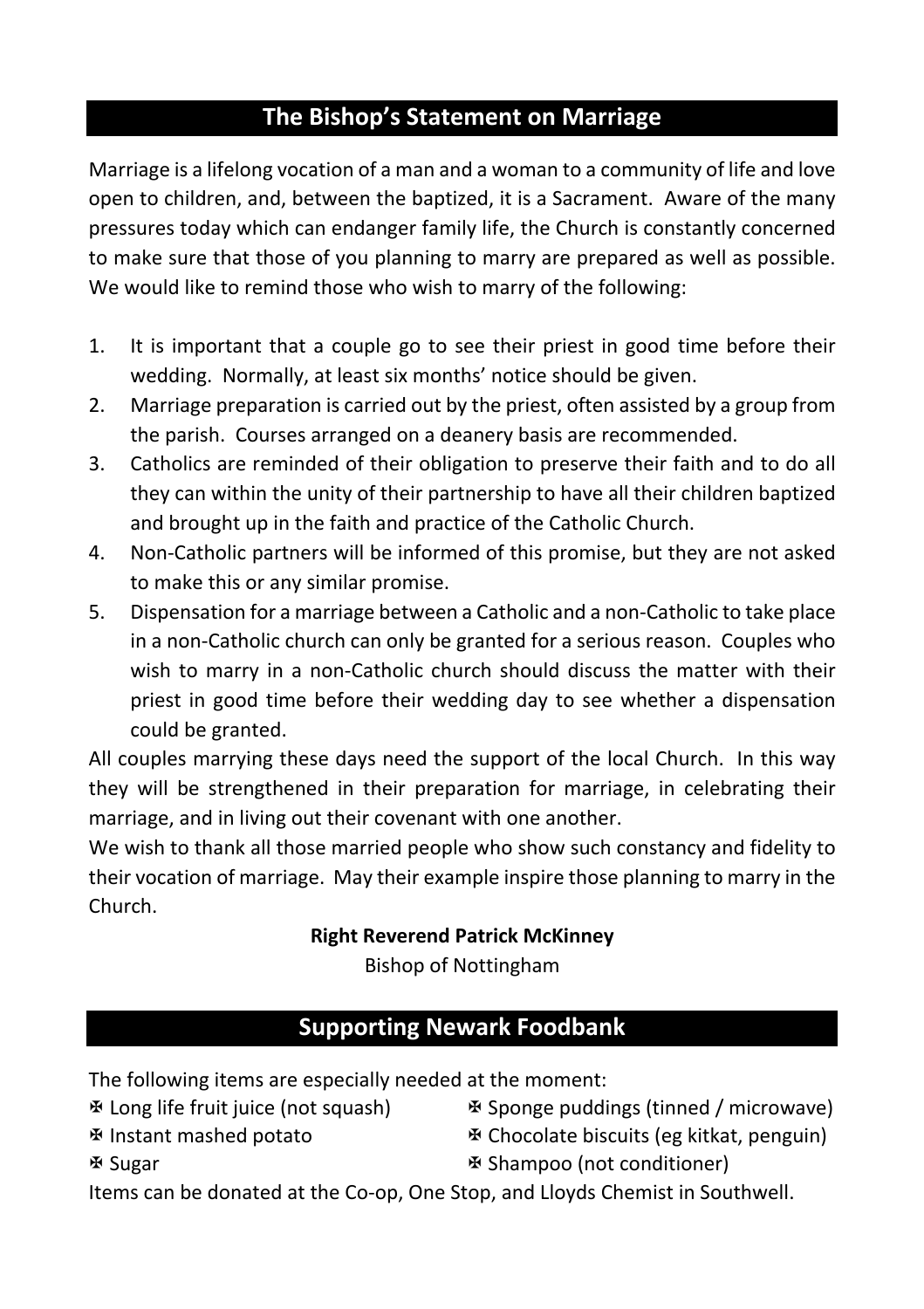## The Bishop's Statement on Marriage

Marriage is a lifelong vocation of a man and a woman to a community of life and love open to children, and, between the baptized, it is a Sacrament. Aware of the many pressures today which can endanger family life, the Church is constantly concerned to make sure that those of you planning to marry are prepared as well as possible. We would like to remind those who wish to marry of the following:

1. It is important that a couple go to see their priest in good time before their wedding. Normally, at least six months' notice should be given.
2. Marriage preparation is carried out by the priest, often assisted by a group from the parish. Courses arranged on a deanery basis are recommended.
3. Catholics are reminded of their obligation to preserve their faith and to do all they can within the unity of their partnership to have all their children baptized and brought up in the faith and practice of the Catholic Church.
4. Non-Catholic partners will be informed of this promise, but they are not asked to make this or any similar promise.
5. Dispensation for a marriage between a Catholic and a non-Catholic to take place in a non-Catholic church can only be granted for a serious reason. Couples who wish to marry in a non-Catholic church should discuss the matter with their priest in good time before their wedding day to see whether a dispensation could be granted.

All couples marrying these days need the support of the local Church. In this way they will be strengthened in their preparation for marriage, in celebrating their marriage, and in living out their covenant with one another.

We wish to thank all those married people who show such constancy and fidelity to their vocation of marriage. May their example inspire those planning to marry in the Church.

**Right Reverend Patrick McKinney**
Bishop of Nottingham

## Supporting Newark Foodbank

The following items are especially needed at the moment:

- ✠ Long life fruit juice (not squash)
- ✠ Instant mashed potato
- ✠ Sugar
- ✠ Sponge puddings (tinned / microwave)
- ✠ Chocolate biscuits (eg kitkat, penguin)
- ✠ Shampoo (not conditioner)

Items can be donated at the Co-op, One Stop, and Lloyds Chemist in Southwell.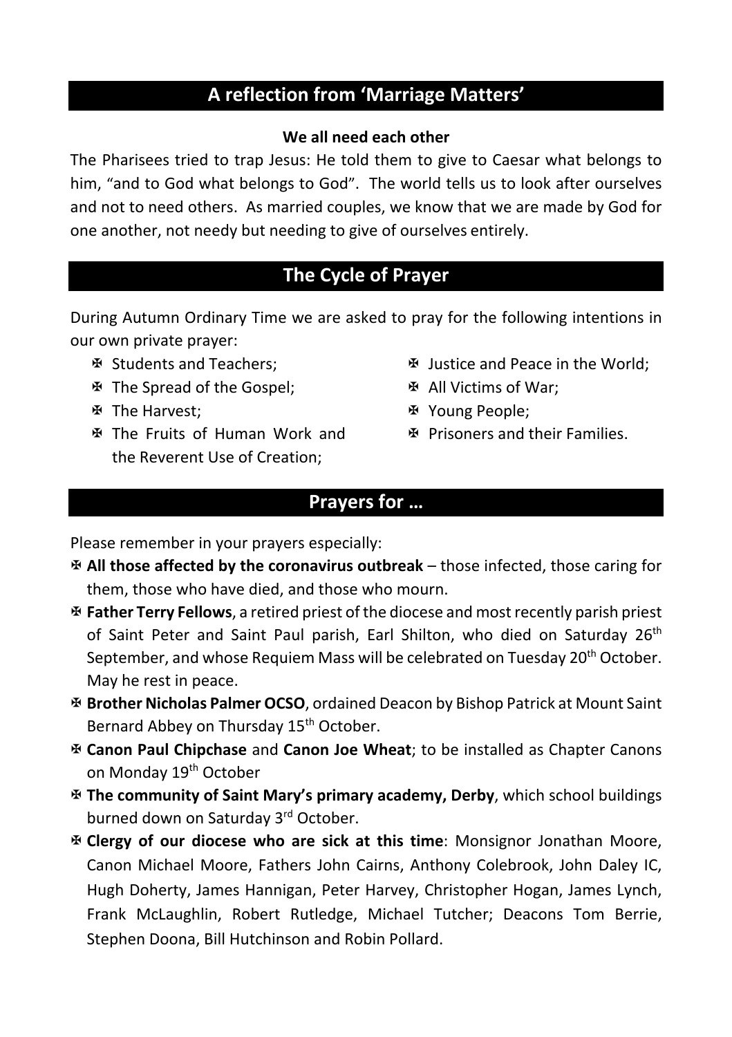## A reflection from 'Marriage Matters'

**We all need each other**

The Pharisees tried to trap Jesus: He told them to give to Caesar what belongs to him, "and to God what belongs to God". The world tells us to look after ourselves and not to need others. As married couples, we know that we are made by God for one another, not needy but needing to give of ourselves entirely.

## The Cycle of Prayer

During Autumn Ordinary Time we are asked to pray for the following intentions in our own private prayer:

- ✠ Students and Teachers;
- ✠ The Spread of the Gospel;
- ✠ The Harvest;
- ✠ The Fruits of Human Work and the Reverent Use of Creation;
- ✠ Justice and Peace in the World;
- ✠ All Victims of War;
- ✠ Young People;
- ✠ Prisoners and their Families.

## Prayers for …

Please remember in your prayers especially:

- ✠ **All those affected by the coronavirus outbreak** – those infected, those caring for them, those who have died, and those who mourn.
- ✠ **Father Terry Fellows**, a retired priest of the diocese and most recently parish priest of Saint Peter and Saint Paul parish, Earl Shilton, who died on Saturday 26th September, and whose Requiem Mass will be celebrated on Tuesday 20th October. May he rest in peace.
- ✠ **Brother Nicholas Palmer OCSO**, ordained Deacon by Bishop Patrick at Mount Saint Bernard Abbey on Thursday 15th October.
- ✠ **Canon Paul Chipchase** and **Canon Joe Wheat**; to be installed as Chapter Canons on Monday 19th October
- ✠ **The community of Saint Mary's primary academy, Derby**, which school buildings burned down on Saturday 3rd October.
- ✠ **Clergy of our diocese who are sick at this time**: Monsignor Jonathan Moore, Canon Michael Moore, Fathers John Cairns, Anthony Colebrook, John Daley IC, Hugh Doherty, James Hannigan, Peter Harvey, Christopher Hogan, James Lynch, Frank McLaughlin, Robert Rutledge, Michael Tutcher; Deacons Tom Berrie, Stephen Doona, Bill Hutchinson and Robin Pollard.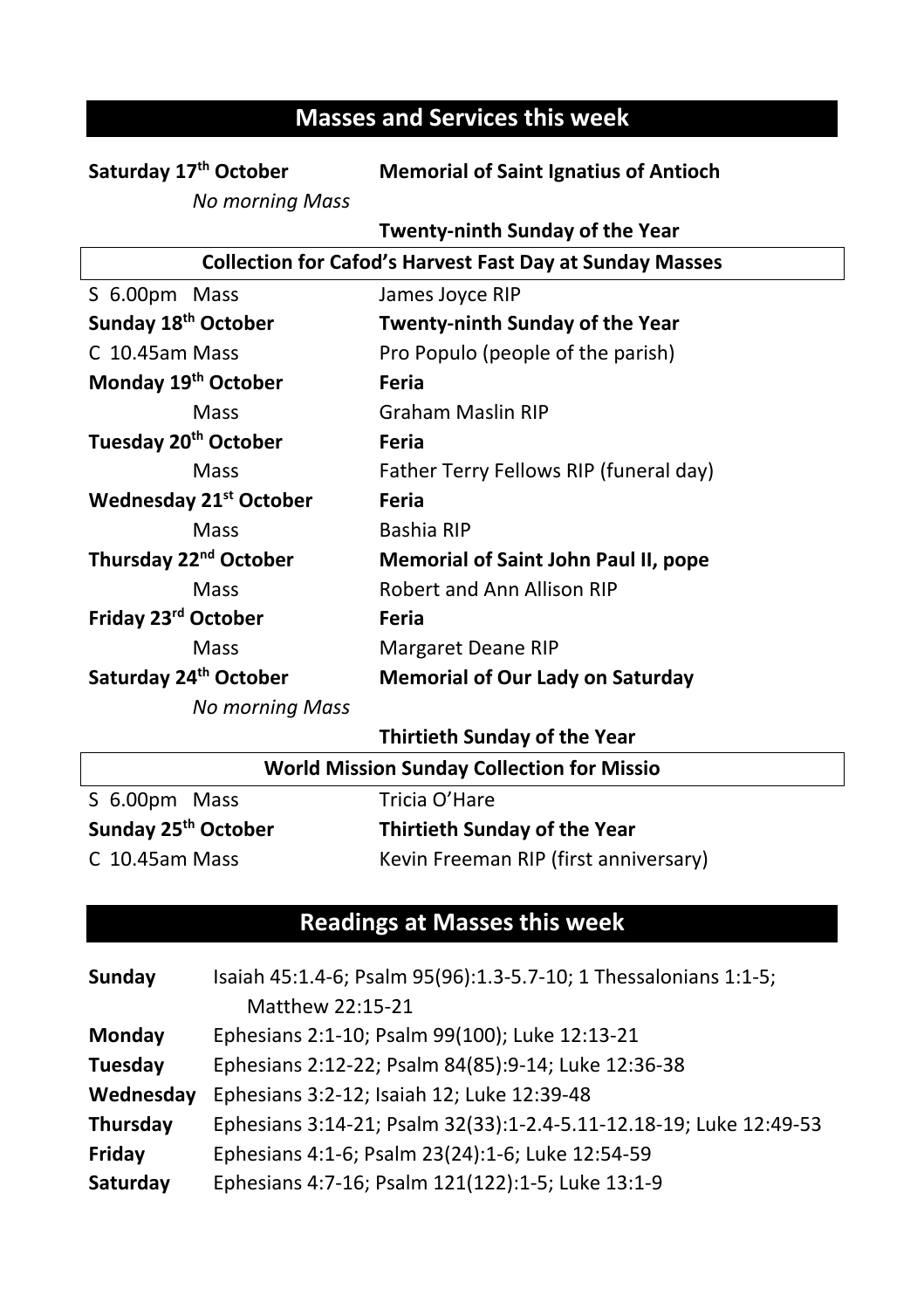## Masses and Services this week

| | |
|---|---|
| **Saturday 17th October** | **Memorial of Saint Ignatius of Antioch** |
| *No morning Mass* | |
| | **Twenty-ninth Sunday of the Year** |
| **Collection for Cafod's Harvest Fast Day at Sunday Masses** | |
| S 6.00pm Mass | James Joyce RIP |
| **Sunday 18th October** | **Twenty-ninth Sunday of the Year** |
| C 10.45am Mass | Pro Populo (people of the parish) |
| **Monday 19th October** | **Feria** |
| Mass | Graham Maslin RIP |
| **Tuesday 20th October** | **Feria** |
| Mass | Father Terry Fellows RIP (funeral day) |
| **Wednesday 21st October** | **Feria** |
| Mass | Bashia RIP |
| **Thursday 22nd October** | **Memorial of Saint John Paul II, pope** |
| Mass | Robert and Ann Allison RIP |
| **Friday 23rd October** | **Feria** |
| Mass | Margaret Deane RIP |
| **Saturday 24th October** | **Memorial of Our Lady on Saturday** |
| *No morning Mass* | |
| | **Thirtieth Sunday of the Year** |
| **World Mission Sunday Collection for Missio** | |
| S 6.00pm Mass | Tricia O'Hare |
| **Sunday 25th October** | **Thirtieth Sunday of the Year** |
| C 10.45am Mass | Kevin Freeman RIP (first anniversary) |

## Readings at Masses this week

| | |
|---|---|
| **Sunday** | Isaiah 45:1.4-6; Psalm 95(96):1.3-5.7-10; 1 Thessalonians 1:1-5; Matthew 22:15-21 |
| **Monday** | Ephesians 2:1-10; Psalm 99(100); Luke 12:13-21 |
| **Tuesday** | Ephesians 2:12-22; Psalm 84(85):9-14; Luke 12:36-38 |
| **Wednesday** | Ephesians 3:2-12; Isaiah 12; Luke 12:39-48 |
| **Thursday** | Ephesians 3:14-21; Psalm 32(33):1-2.4-5.11-12.18-19; Luke 12:49-53 |
| **Friday** | Ephesians 4:1-6; Psalm 23(24):1-6; Luke 12:54-59 |
| **Saturday** | Ephesians 4:7-16; Psalm 121(122):1-5; Luke 13:1-9 |